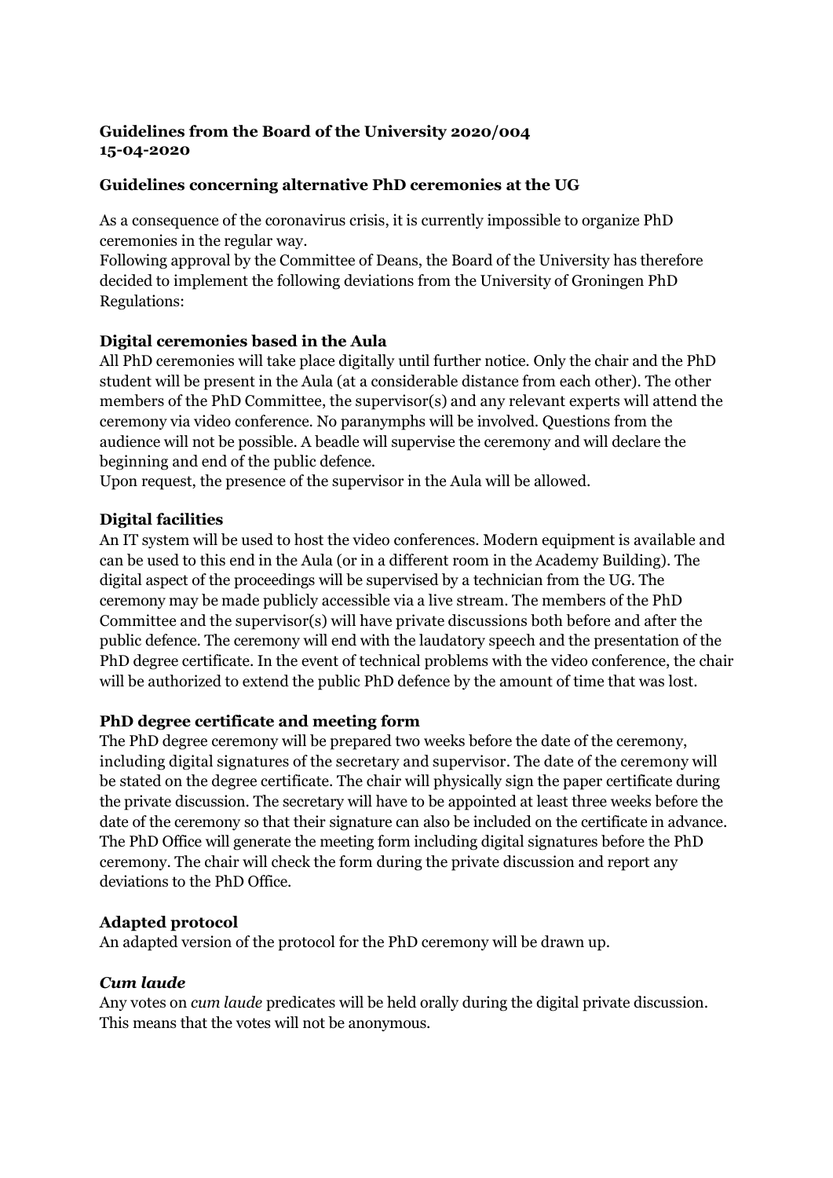**Guidelines from the Board of the University 2020/004**
**15-04-2020**

**Guidelines concerning alternative PhD ceremonies at the UG**

As a consequence of the coronavirus crisis, it is currently impossible to organize PhD ceremonies in the regular way.
Following approval by the Committee of Deans, the Board of the University has therefore decided to implement the following deviations from the University of Groningen PhD Regulations:

### Digital ceremonies based in the Aula

All PhD ceremonies will take place digitally until further notice. Only the chair and the PhD student will be present in the Aula (at a considerable distance from each other). The other members of the PhD Committee, the supervisor(s) and any relevant experts will attend the ceremony via video conference. No paranymphs will be involved. Questions from the audience will not be possible. A beadle will supervise the ceremony and will declare the beginning and end of the public defence.
Upon request, the presence of the supervisor in the Aula will be allowed.

### Digital facilities

An IT system will be used to host the video conferences. Modern equipment is available and can be used to this end in the Aula (or in a different room in the Academy Building). The digital aspect of the proceedings will be supervised by a technician from the UG. The ceremony may be made publicly accessible via a live stream. The members of the PhD Committee and the supervisor(s) will have private discussions both before and after the public defence. The ceremony will end with the laudatory speech and the presentation of the PhD degree certificate. In the event of technical problems with the video conference, the chair will be authorized to extend the public PhD defence by the amount of time that was lost.

### PhD degree certificate and meeting form

The PhD degree ceremony will be prepared two weeks before the date of the ceremony, including digital signatures of the secretary and supervisor. The date of the ceremony will be stated on the degree certificate. The chair will physically sign the paper certificate during the private discussion. The secretary will have to be appointed at least three weeks before the date of the ceremony so that their signature can also be included on the certificate in advance. The PhD Office will generate the meeting form including digital signatures before the PhD ceremony. The chair will check the form during the private discussion and report any deviations to the PhD Office.

### Adapted protocol

An adapted version of the protocol for the PhD ceremony will be drawn up.

### *Cum laude*

Any votes on *cum laude* predicates will be held orally during the digital private discussion. This means that the votes will not be anonymous.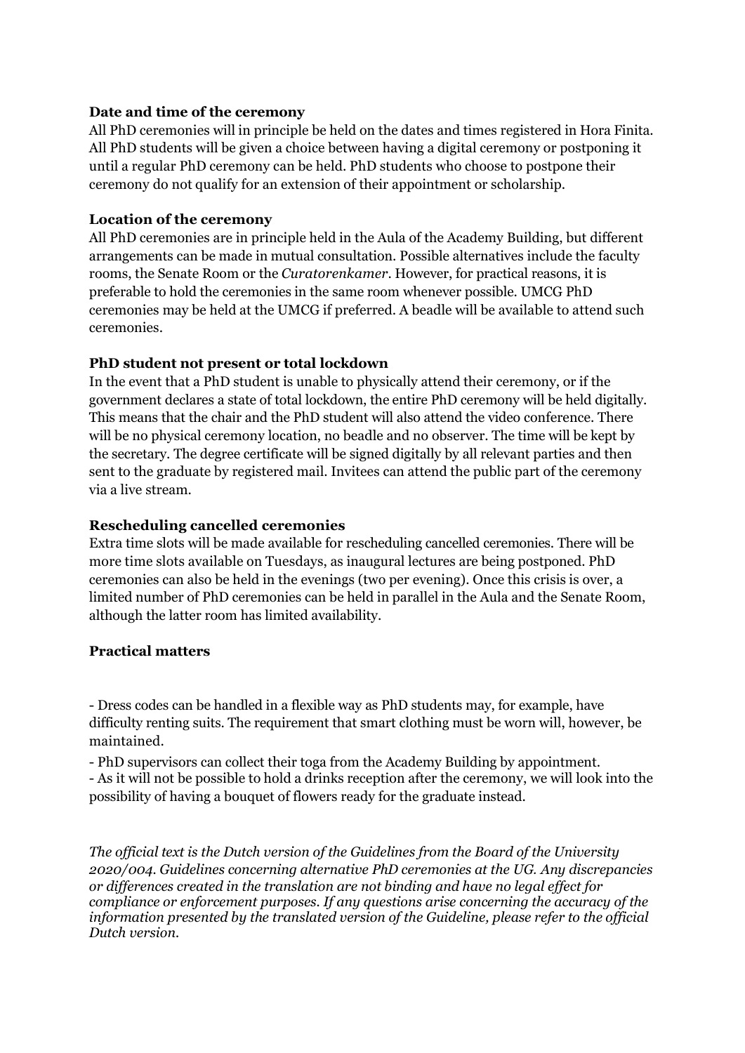**Date and time of the ceremony**

All PhD ceremonies will in principle be held on the dates and times registered in Hora Finita. All PhD students will be given a choice between having a digital ceremony or postponing it until a regular PhD ceremony can be held. PhD students who choose to postpone their ceremony do not qualify for an extension of their appointment or scholarship.

**Location of the ceremony**

All PhD ceremonies are in principle held in the Aula of the Academy Building, but different arrangements can be made in mutual consultation. Possible alternatives include the faculty rooms, the Senate Room or the *Curatorenkamer*. However, for practical reasons, it is preferable to hold the ceremonies in the same room whenever possible. UMCG PhD ceremonies may be held at the UMCG if preferred. A beadle will be available to attend such ceremonies.

**PhD student not present or total lockdown**

In the event that a PhD student is unable to physically attend their ceremony, or if the government declares a state of total lockdown, the entire PhD ceremony will be held digitally. This means that the chair and the PhD student will also attend the video conference. There will be no physical ceremony location, no beadle and no observer. The time will be kept by the secretary. The degree certificate will be signed digitally by all relevant parties and then sent to the graduate by registered mail. Invitees can attend the public part of the ceremony via a live stream.

**Rescheduling cancelled ceremonies**

Extra time slots will be made available for rescheduling cancelled ceremonies. There will be more time slots available on Tuesdays, as inaugural lectures are being postponed. PhD ceremonies can also be held in the evenings (two per evening). Once this crisis is over, a limited number of PhD ceremonies can be held in parallel in the Aula and the Senate Room, although the latter room has limited availability.

**Practical matters**

- Dress codes can be handled in a flexible way as PhD students may, for example, have difficulty renting suits. The requirement that smart clothing must be worn will, however, be maintained.
- PhD supervisors can collect their toga from the Academy Building by appointment.
- As it will not be possible to hold a drinks reception after the ceremony, we will look into the possibility of having a bouquet of flowers ready for the graduate instead.

*The official text is the Dutch version of the Guidelines from the Board of the University 2020/004. Guidelines concerning alternative PhD ceremonies at the UG. Any discrepancies or differences created in the translation are not binding and have no legal effect for compliance or enforcement purposes. If any questions arise concerning the accuracy of the information presented by the translated version of the Guideline, please refer to the official Dutch version.*